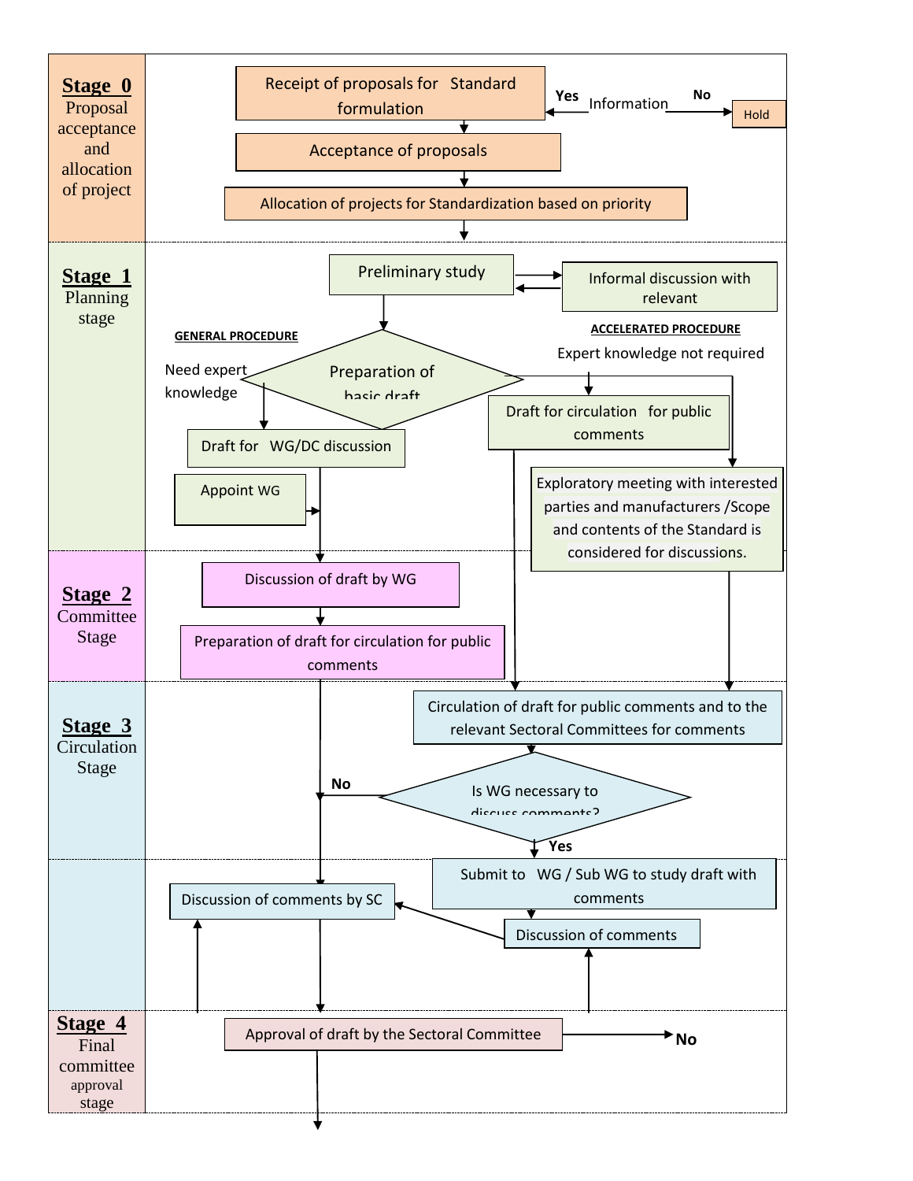**Stage 0**
Proposal acceptance and allocation of project

- Receipt of proposals for Standard formulation
- Information — Yes / No → Hold
- Acceptance of proposals
- Allocation of projects for Standardization based on priority

**Stage 1**
Planning stage

- Preliminary study
- Informal discussion with relevant

GENERAL PROCEDURE

- Preparation of basic draft
- Need expert knowledge
- Draft for WG/DC discussion
- Appoint WG

ACCELERATED PROCEDURE

- Expert knowledge not required
- Draft for circulation for public comments
- Exploratory meeting with interested parties and manufacturers /Scope and contents of the Standard is considered for discussions.

**Stage 2**
Committee Stage

- Discussion of draft by WG
- Preparation of draft for circulation for public comments

**Stage 3**
Circulation Stage

- Circulation of draft for public comments and to the relevant Sectoral Committees for comments
- Is WG necessary to discuss comments?
- No → Discussion of comments by SC
- Yes → Submit to WG / Sub WG to study draft with comments
- Discussion of comments

**Stage 4**
Final committee approval stage

- Approval of draft by the Sectoral Committee
- No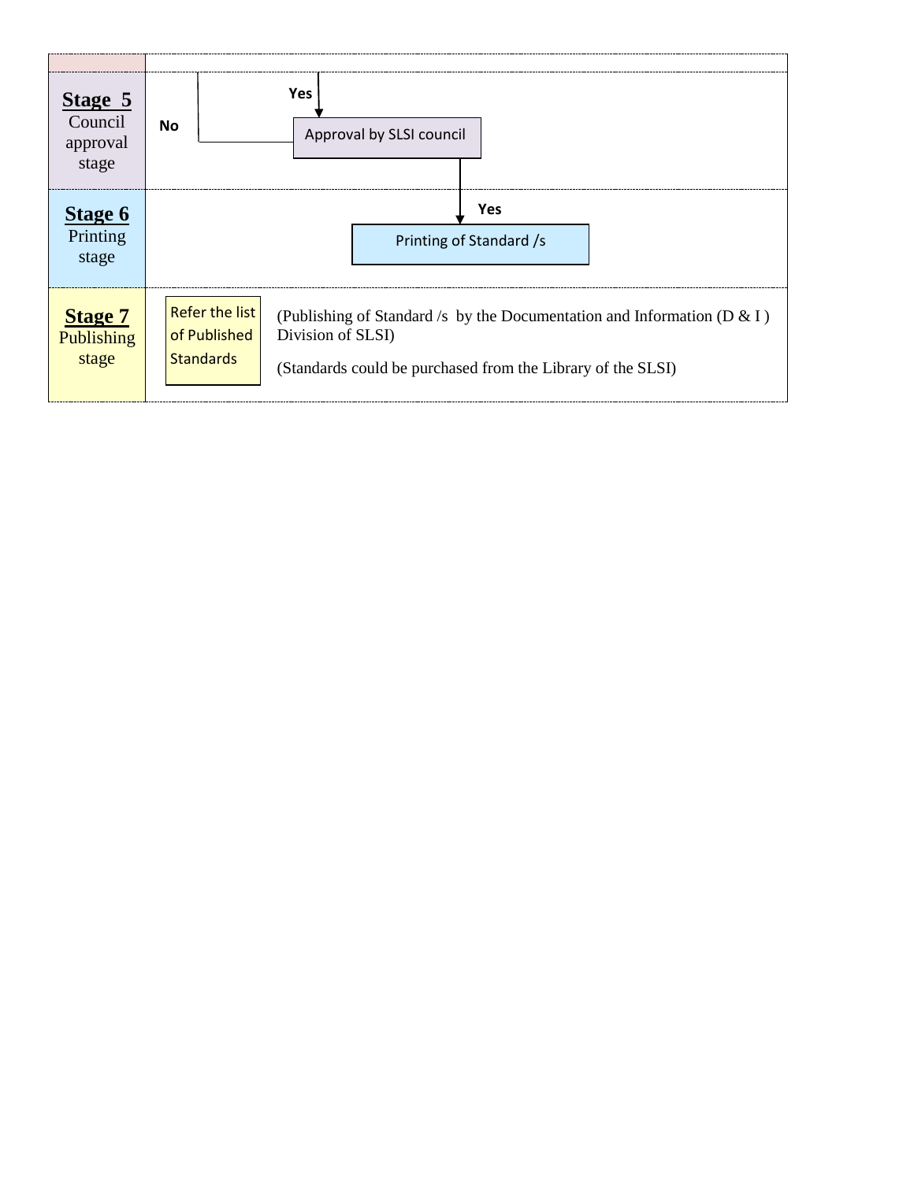| | |
|---|---|
| | |
| **Stage 5** Council approval stage | No — Yes — Approval by SLSI council |
| **Stage 6** Printing stage | Yes — Printing of Standard /s |
| **Stage 7** Publishing stage | Refer the list of Published Standards — (Publishing of Standard /s by the Documentation and Information (D & I ) Division of SLSI) (Standards could be purchased from the Library of the SLSI) |